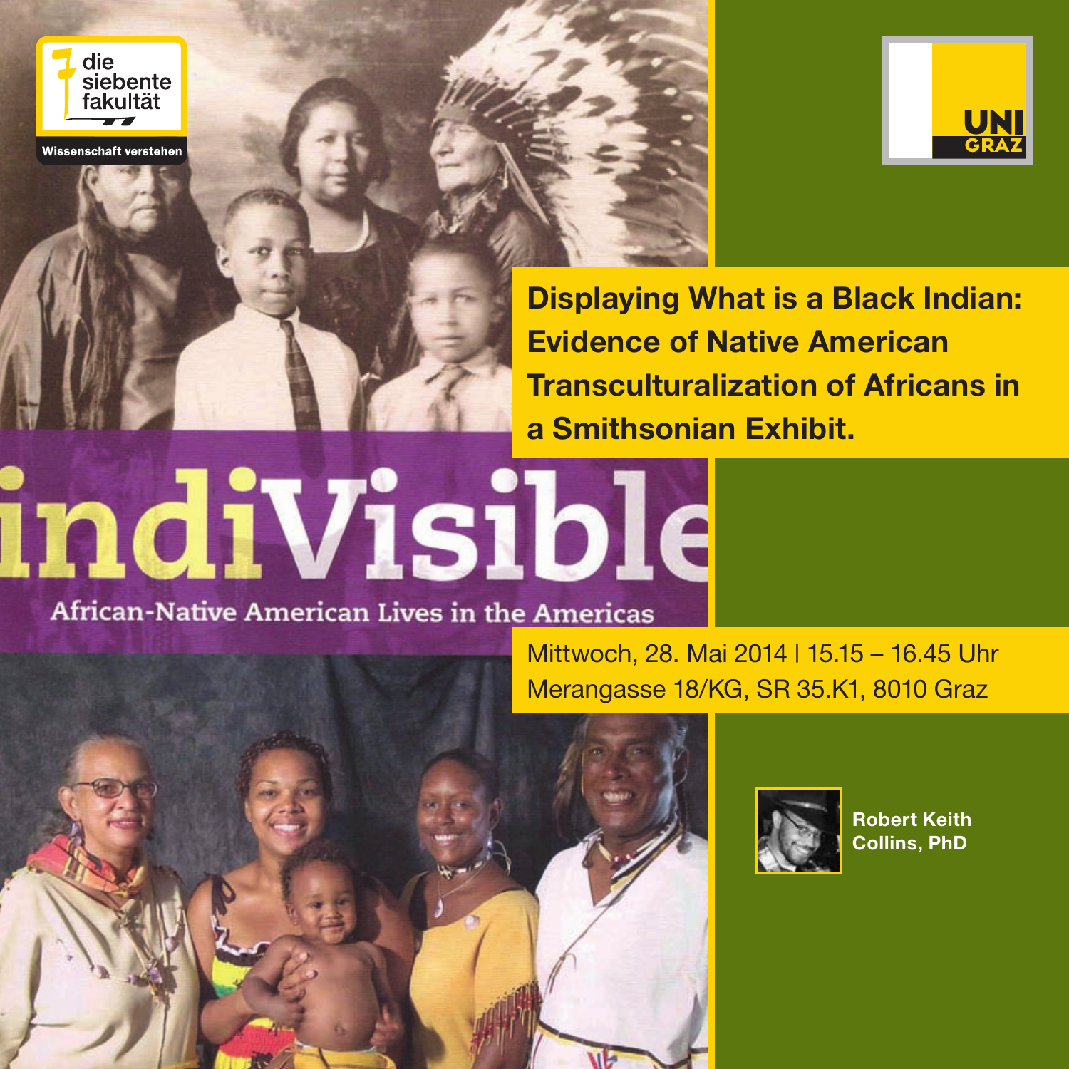die siebente fakultät

Wissenschaft verstehen

UNI GRAZ

# Displaying What is a Black Indian: Evidence of Native American Transculturalization of Africans in a Smithsonian Exhibit.

indiVisible

African-Native American Lives in the Americas

Mittwoch, 28. Mai 2014 | 15.15 – 16.45 Uhr

Merangasse 18/KG, SR 35.K1, 8010 Graz

**Robert Keith Collins, PhD**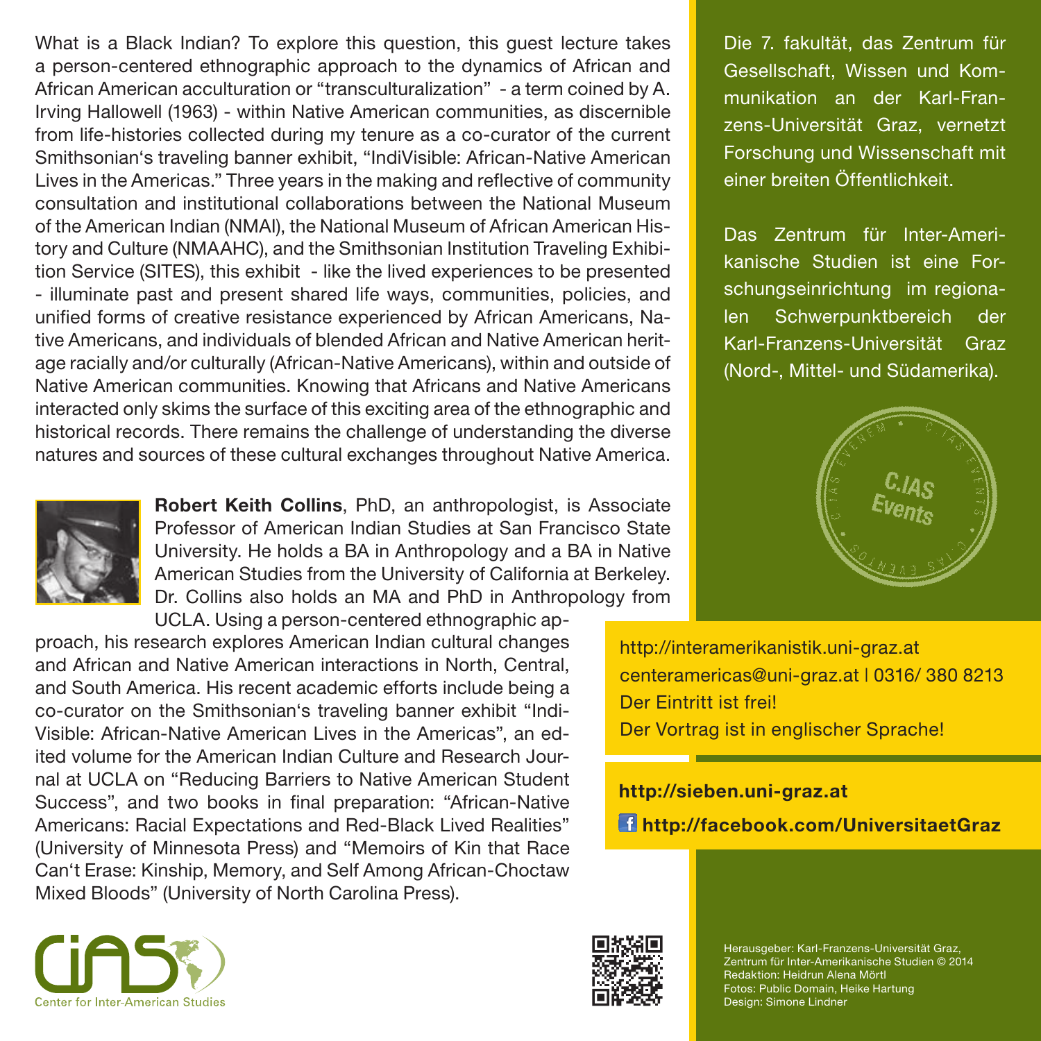What is a Black Indian? To explore this question, this guest lecture takes a person-centered ethnographic approach to the dynamics of African and African American acculturation or "transculturalization" - a term coined by A. Irving Hallowell (1963) - within Native American communities, as discernible from life-histories collected during my tenure as a co-curator of the current Smithsonian's traveling banner exhibit, "IndiVisible: African-Native American Lives in the Americas." Three years in the making and reflective of community consultation and institutional collaborations between the National Museum of the American Indian (NMAI), the National Museum of African American History and Culture (NMAAHC), and the Smithsonian Institution Traveling Exhibition Service (SITES), this exhibit - like the lived experiences to be presented - illuminate past and present shared life ways, communities, policies, and unified forms of creative resistance experienced by African Americans, Native Americans, and individuals of blended African and Native American heritage racially and/or culturally (African-Native Americans), within and outside of Native American communities. Knowing that Africans and Native Americans interacted only skims the surface of this exciting area of the ethnographic and historical records. There remains the challenge of understanding the diverse natures and sources of these cultural exchanges throughout Native America.

**Robert Keith Collins**, PhD, an anthropologist, is Associate Professor of American Indian Studies at San Francisco State University. He holds a BA in Anthropology and a BA in Native American Studies from the University of California at Berkeley. Dr. Collins also holds an MA and PhD in Anthropology from UCLA. Using a person-centered ethnographic approach, his research explores American Indian cultural changes and African and Native American interactions in North, Central, and South America. His recent academic efforts include being a co-curator on the Smithsonian's traveling banner exhibit "IndiVisible: African-Native American Lives in the Americas", an edited volume for the American Indian Culture and Research Journal at UCLA on "Reducing Barriers to Native American Student Success", and two books in final preparation: "African-Native Americans: Racial Expectations and Red-Black Lived Realities" (University of Minnesota Press) and "Memoirs of Kin that Race Can't Erase: Kinship, Memory, and Self Among African-Choctaw Mixed Bloods" (University of North Carolina Press).

Die 7. fakultät, das Zentrum für Gesellschaft, Wissen und Kommunikation an der Karl-Franzens-Universität Graz, vernetzt Forschung und Wissenschaft mit einer breiten Öffentlichkeit.

Das Zentrum für Inter-Amerikanische Studien ist eine Forschungseinrichtung im regionalen Schwerpunktbereich der Karl-Franzens-Universität Graz (Nord-, Mittel- und Südamerika).

C.IAS Events

http://interamerikanistik.uni-graz.at
centeramericas@uni-graz.at | 0316/ 380 8213
Der Eintritt ist frei!
Der Vortrag ist in englischer Sprache!

**http://sieben.uni-graz.at**
**http://facebook.com/UniversitaetGraz**

Center for Inter-American Studies

Herausgeber: Karl-Franzens-Universität Graz, Zentrum für Inter-Amerikanische Studien © 2014
Redaktion: Heidrun Alena Mörtl
Fotos: Public Domain, Heike Hartung
Design: Simone Lindner